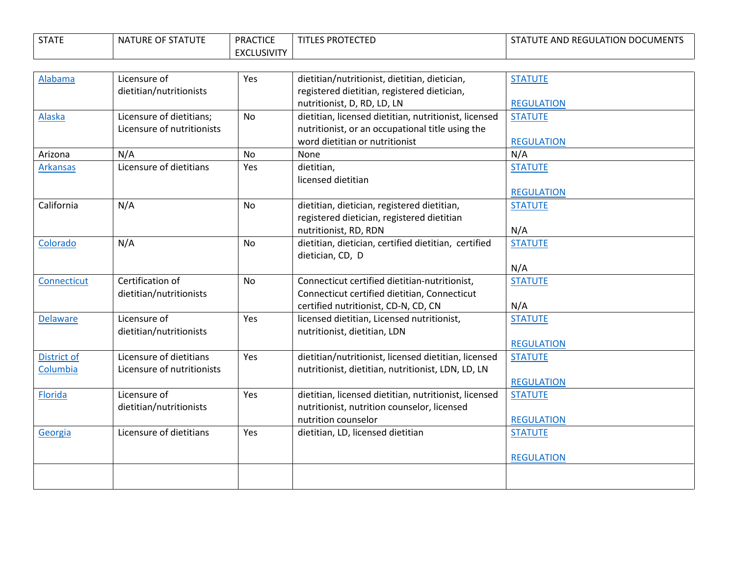| STATE | NATURE OF STATUTE | PRACTICE EXCLUSIVITY | TITLES PROTECTED | STATUTE AND REGULATION DOCUMENTS |
| --- | --- | --- | --- | --- |
| Alabama | Licensure of dietitian/nutritionists | Yes | dietitian/nutritionist, dietitian, dietician, registered dietitian, registered dietician, nutritionist, D, RD, LD, LN | STATUTE<br><br>REGULATION |
| Alaska | Licensure of dietitians; Licensure of nutritionists | No | dietitian, licensed dietitian, nutritionist, licensed nutritionist, or an occupational title using the word dietitian or nutritionist | STATUTE<br><br>REGULATION |
| Arizona | N/A | No | None | N/A |
| Arkansas | Licensure of dietitians | Yes | dietitian,<br>licensed dietitian | STATUTE<br><br>REGULATION |
| California | N/A | No | dietitian, dietician, registered dietitian, registered dietician, registered dietitian nutritionist, RD, RDN | STATUTE<br><br>N/A |
| Colorado | N/A | No | dietitian, dietician, certified dietitian, certified dietician, CD, D | STATUTE<br><br>N/A |
| Connecticut | Certification of dietitian/nutritionists | No | Connecticut certified dietitian-nutritionist, Connecticut certified dietitian, Connecticut certified nutritionist, CD-N, CD, CN | STATUTE<br><br>N/A |
| Delaware | Licensure of dietitian/nutritionists | Yes | licensed dietitian, Licensed nutritionist, nutritionist, dietitian, LDN | STATUTE<br><br>REGULATION |
| District of Columbia | Licensure of dietitians<br>Licensure of nutritionists | Yes | dietitian/nutritionist, licensed dietitian, licensed nutritionist, dietitian, nutritionist, LDN, LD, LN | STATUTE<br><br>REGULATION |
| Florida | Licensure of dietitian/nutritionists | Yes | dietitian, licensed dietitian, nutritionist, licensed nutritionist, nutrition counselor, licensed nutrition counselor | STATUTE<br><br>REGULATION |
| Georgia | Licensure of dietitians | Yes | dietitian, LD, licensed dietitian | STATUTE<br><br>REGULATION |
| | | | | |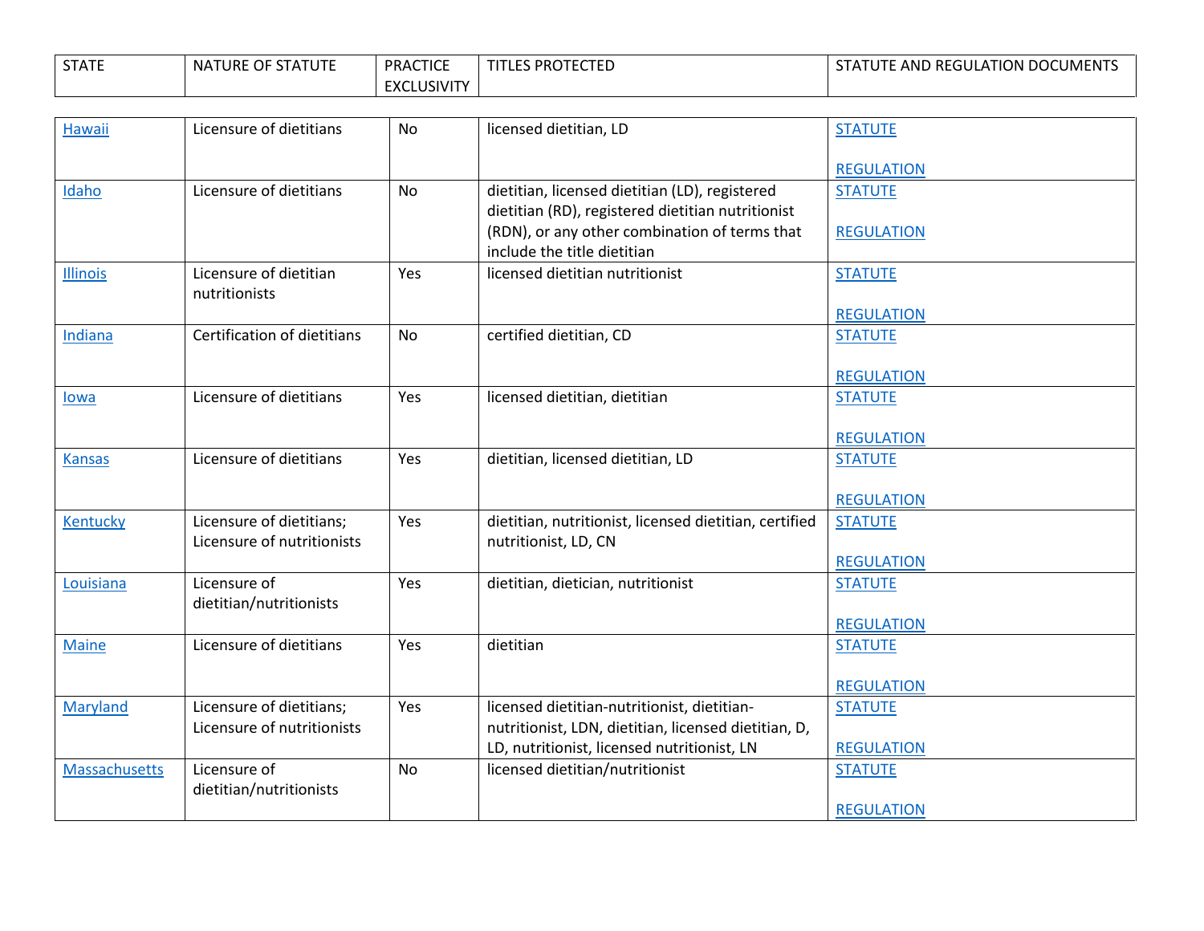| STATE | NATURE OF STATUTE | PRACTICE EXCLUSIVITY | TITLES PROTECTED | STATUTE AND REGULATION DOCUMENTS |
|---|---|---|---|---|
| Hawaii | Licensure of dietitians | No | licensed dietitian, LD | STATUTE<br><br>REGULATION |
| Idaho | Licensure of dietitians | No | dietitian, licensed dietitian (LD), registered dietitian (RD), registered dietitian nutritionist (RDN), or any other combination of terms that include the title dietitian | STATUTE<br><br>REGULATION |
| Illinois | Licensure of dietitian nutritionists | Yes | licensed dietitian nutritionist | STATUTE<br><br>REGULATION |
| Indiana | Certification of dietitians | No | certified dietitian, CD | STATUTE<br><br>REGULATION |
| Iowa | Licensure of dietitians | Yes | licensed dietitian, dietitian | STATUTE<br><br>REGULATION |
| Kansas | Licensure of dietitians | Yes | dietitian, licensed dietitian, LD | STATUTE<br><br>REGULATION |
| Kentucky | Licensure of dietitians; Licensure of nutritionists | Yes | dietitian, nutritionist, licensed dietitian, certified nutritionist, LD, CN | STATUTE<br><br>REGULATION |
| Louisiana | Licensure of dietitian/nutritionists | Yes | dietitian, dietician, nutritionist | STATUTE<br><br>REGULATION |
| Maine | Licensure of dietitians | Yes | dietitian | STATUTE<br><br>REGULATION |
| Maryland | Licensure of dietitians; Licensure of nutritionists | Yes | licensed dietitian-nutritionist, dietitian-nutritionist, LDN, dietitian, licensed dietitian, D, LD, nutritionist, licensed nutritionist, LN | STATUTE<br><br>REGULATION |
| Massachusetts | Licensure of dietitian/nutritionists | No | licensed dietitian/nutritionist | STATUTE<br><br>REGULATION |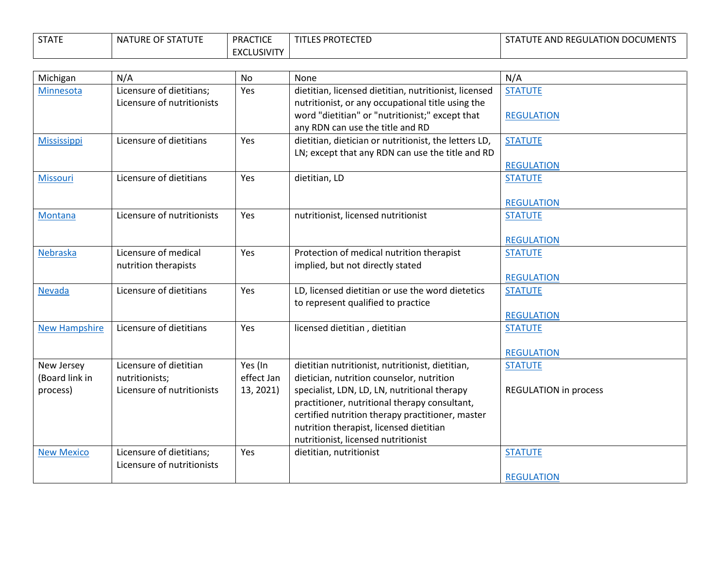| STATE | NATURE OF STATUTE | PRACTICE EXCLUSIVITY | TITLES PROTECTED | STATUTE AND REGULATION DOCUMENTS |
|---|---|---|---|---|
| Michigan | N/A | No | None | N/A |
| Minnesota | Licensure of dietitians; Licensure of nutritionists | Yes | dietitian, licensed dietitian, nutritionist, licensed nutritionist, or any occupational title using the word "dietitian" or "nutritionist;" except that any RDN can use the title and RD | STATUTE<br><br>REGULATION |
| Mississippi | Licensure of dietitians | Yes | dietitian, dietician or nutritionist, the letters LD, LN; except that any RDN can use the title and RD | STATUTE<br><br>REGULATION |
| Missouri | Licensure of dietitians | Yes | dietitian, LD | STATUTE<br><br>REGULATION |
| Montana | Licensure of nutritionists | Yes | nutritionist, licensed nutritionist | STATUTE<br><br>REGULATION |
| Nebraska | Licensure of medical nutrition therapists | Yes | Protection of medical nutrition therapist implied, but not directly stated | STATUTE<br><br>REGULATION |
| Nevada | Licensure of dietitians | Yes | LD, licensed dietitian or use the word dietetics to represent qualified to practice | STATUTE<br><br>REGULATION |
| New Hampshire | Licensure of dietitians | Yes | licensed dietitian , dietitian | STATUTE<br><br>REGULATION |
| New Jersey (Board link in process) | Licensure of dietitian nutritionists; Licensure of nutritionists | Yes (In effect Jan 13, 2021) | dietitian nutritionist, nutritionist, dietitian, dietician, nutrition counselor, nutrition specialist, LDN, LD, LN, nutritional therapy practitioner, nutritional therapy consultant, certified nutrition therapy practitioner, master nutrition therapist, licensed dietitian nutritionist, licensed nutritionist | STATUTE<br><br>REGULATION in process |
| New Mexico | Licensure of dietitians; Licensure of nutritionists | Yes | dietitian, nutritionist | STATUTE<br><br>REGULATION |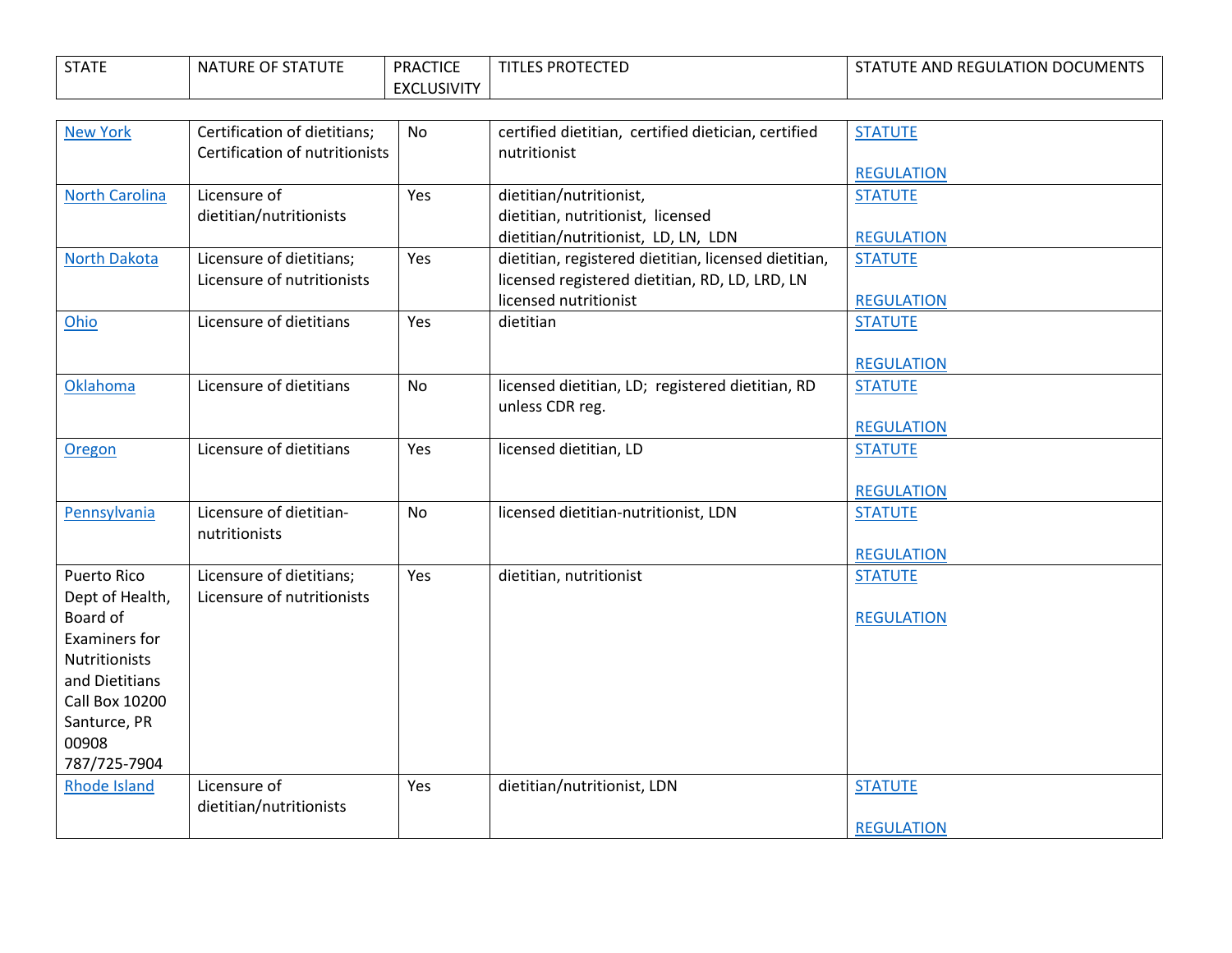| STATE | NATURE OF STATUTE | PRACTICE EXCLUSIVITY | TITLES PROTECTED | STATUTE AND REGULATION DOCUMENTS |
|---|---|---|---|---|
| New York | Certification of dietitians; Certification of nutritionists | No | certified dietitian, certified dietician, certified nutritionist | STATUTE<br><br>REGULATION |
| North Carolina | Licensure of dietitian/nutritionists | Yes | dietitian/nutritionist,<br>dietitian, nutritionist, licensed dietitian/nutritionist, LD, LN, LDN | STATUTE<br><br>REGULATION |
| North Dakota | Licensure of dietitians; Licensure of nutritionists | Yes | dietitian, registered dietitian, licensed dietitian, licensed registered dietitian, RD, LD, LRD, LN licensed nutritionist | STATUTE<br><br>REGULATION |
| Ohio | Licensure of dietitians | Yes | dietitian | STATUTE<br><br>REGULATION |
| Oklahoma | Licensure of dietitians | No | licensed dietitian, LD; registered dietitian, RD unless CDR reg. | STATUTE<br><br>REGULATION |
| Oregon | Licensure of dietitians | Yes | licensed dietitian, LD | STATUTE<br><br>REGULATION |
| Pennsylvania | Licensure of dietitian-nutritionists | No | licensed dietitian-nutritionist, LDN | STATUTE<br><br>REGULATION |
| Puerto Rico Dept of Health, Board of Examiners for Nutritionists and Dietitians Call Box 10200 Santurce, PR 00908 787/725-7904 | Licensure of dietitians; Licensure of nutritionists | Yes | dietitian, nutritionist | STATUTE<br><br>REGULATION |
| Rhode Island | Licensure of dietitian/nutritionists | Yes | dietitian/nutritionist, LDN | STATUTE<br><br>REGULATION |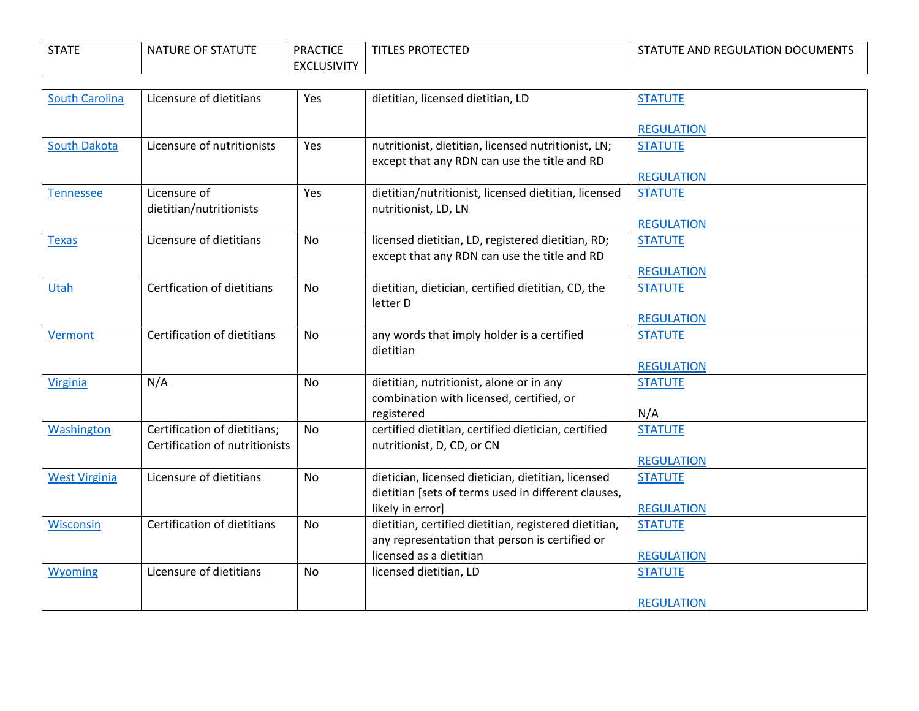| STATE | NATURE OF STATUTE | PRACTICE EXCLUSIVITY | TITLES PROTECTED | STATUTE AND REGULATION DOCUMENTS |
|---|---|---|---|---|
| South Carolina | Licensure of dietitians | Yes | dietitian, licensed dietitian, LD | STATUTE<br><br>REGULATION |
| South Dakota | Licensure of nutritionists | Yes | nutritionist, dietitian, licensed nutritionist, LN; except that any RDN can use the title and RD | STATUTE<br><br>REGULATION |
| Tennessee | Licensure of dietitian/nutritionists | Yes | dietitian/nutritionist, licensed dietitian, licensed nutritionist, LD, LN | STATUTE<br><br>REGULATION |
| Texas | Licensure of dietitians | No | licensed dietitian, LD, registered dietitian, RD; except that any RDN can use the title and RD | STATUTE<br><br>REGULATION |
| Utah | Certfication of dietitians | No | dietitian, dietician, certified dietitian, CD, the letter D | STATUTE<br><br>REGULATION |
| Vermont | Certification of dietitians | No | any words that imply holder is a certified dietitian | STATUTE<br><br>REGULATION |
| Virginia | N/A | No | dietitian, nutritionist, alone or in any combination with licensed, certified, or registered | STATUTE<br><br>N/A |
| Washington | Certification of dietitians; Certification of nutritionists | No | certified dietitian, certified dietician, certified nutritionist, D, CD, or CN | STATUTE<br><br>REGULATION |
| West Virginia | Licensure of dietitians | No | dietician, licensed dietician, dietitian, licensed dietitian [sets of terms used in different clauses, likely in error] | STATUTE<br><br>REGULATION |
| Wisconsin | Certification of dietitians | No | dietitian, certified dietitian, registered dietitian, any representation that person is certified or licensed as a dietitian | STATUTE<br><br>REGULATION |
| Wyoming | Licensure of dietitians | No | licensed dietitian, LD | STATUTE<br><br>REGULATION |